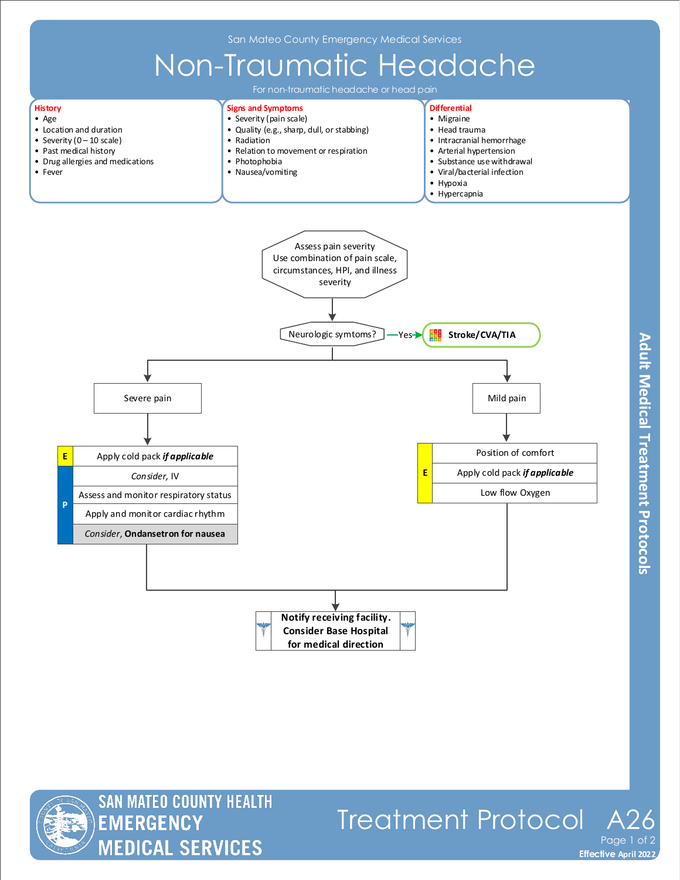San Mateo County Emergency Medical Services

# Non-Traumatic Headache

For non-traumatic headache or head pain

**History**
- Age
- Location and duration
- Severity (0 – 10 scale)
- Past medical history
- Drug allergies and medications
- Fever

**Signs and Symptoms**
- Severity (pain scale)
- Quality (e.g., sharp, dull, or stabbing)
- Radiation
- Relation to movement or respiration
- Photophobia
- Nausea/vomiting

**Differential**
- Migraine
- Head trauma
- Intracranial hemorrhage
- Arterial hypertension
- Substance use withdrawal
- Viral/bacterial infection
- Hypoxia
- Hypercapnia

Assess pain severity
Use combination of pain scale, circumstances, HPI, and illness severity

Neurologic symtoms? —Yes→ **Stroke/CVA/TIA**

**Severe pain**

| | |
|---|---|
| E | Apply cold pack ***if applicable*** |
| P | *Consider*, IV |
| P | Assess and monitor respiratory status |
| P | Apply and monitor cardiac rhythm |
| P | *Consider*, **Ondansetron for nausea** |

**Mild pain**

| | |
|---|---|
| E | Position of comfort |
| E | Apply cold pack ***if applicable*** |
| E | Low flow Oxygen |

**Notify receiving facility. Consider Base Hospital for medical direction**

Adult Medical Treatment Protocols

SAN MATEO COUNTY HEALTH EMERGENCY MEDICAL SERVICES

Treatment Protocol A26

Effective April 2022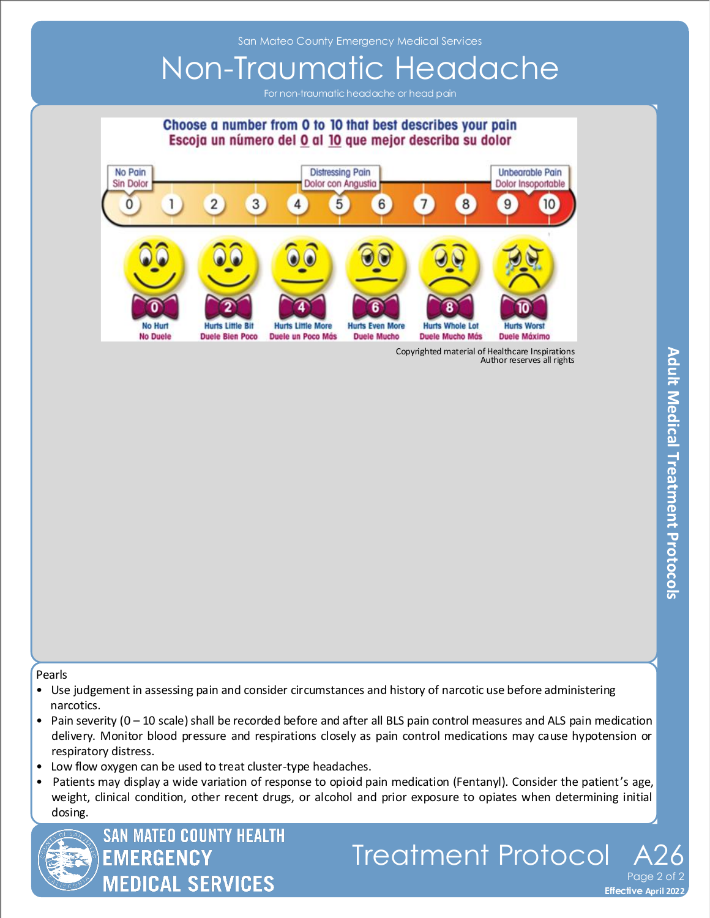San Mateo County Emergency Medical Services

# Non-Traumatic Headache

For non-traumatic headache or head pain

Choose a number from 0 to 10 that best describes your pain
Escoja un número del 0 al 10 que mejor describa su dolor

No Pain / Sin Dolor — Distressing Pain / Dolor con Angustia — Unbearable Pain / Dolor Insoportable

0 1 2 3 4 5 6 7 8 9 10

0 No Hurt / No Duele
2 Hurts Little Bit / Duele Bien Poco
4 Hurts Little More / Duele un Poco Más
6 Hurts Even More / Duele Mucho
8 Hurts Whole Lot / Duele Mucho Más
10 Hurts Worst / Duele Máximo

Copyrighted material of Healthcare Inspirations
Author reserves all rights

Pearls

- Use judgement in assessing pain and consider circumstances and history of narcotic use before administering narcotics.
- Pain severity (0 – 10 scale) shall be recorded before and after all BLS pain control measures and ALS pain medication delivery. Monitor blood pressure and respirations closely as pain control medications may cause hypotension or respiratory distress.
- Low flow oxygen can be used to treat cluster-type headaches.
- Patients may display a wide variation of response to opioid pain medication (Fentanyl). Consider the patient's age, weight, clinical condition, other recent drugs, or alcohol and prior exposure to opiates when determining initial dosing.